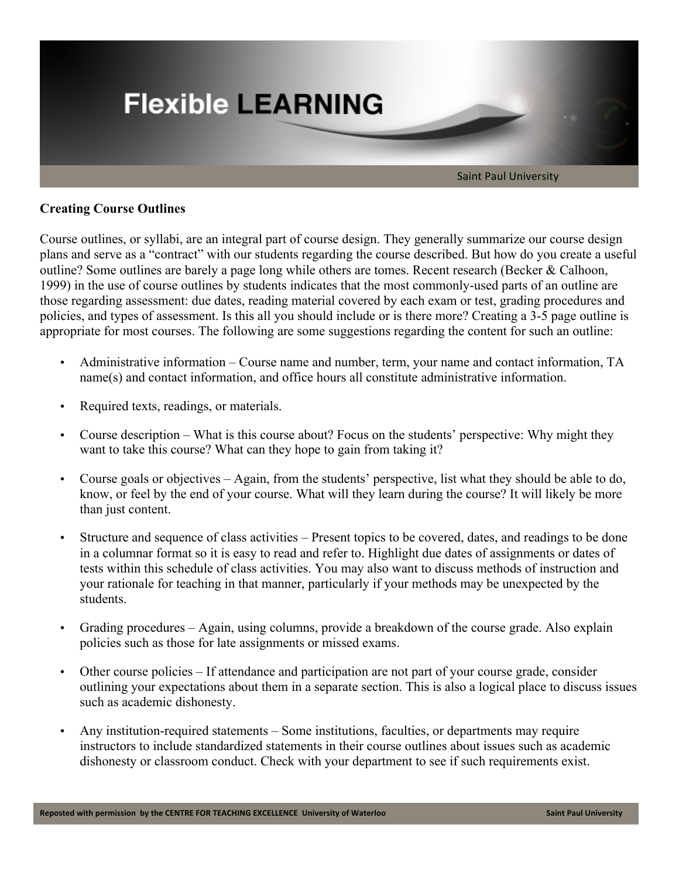# Flexible LEARNING

Saint Paul University

## Creating Course Outlines

Course outlines, or syllabi, are an integral part of course design. They generally summarize our course design plans and serve as a "contract" with our students regarding the course described. But how do you create a useful outline? Some outlines are barely a page long while others are tomes. Recent research (Becker & Calhoon, 1999) in the use of course outlines by students indicates that the most commonly-used parts of an outline are those regarding assessment: due dates, reading material covered by each exam or test, grading procedures and policies, and types of assessment. Is this all you should include or is there more? Creating a 3-5 page outline is appropriate for most courses. The following are some suggestions regarding the content for such an outline:

- Administrative information – Course name and number, term, your name and contact information, TA name(s) and contact information, and office hours all constitute administrative information.
- Required texts, readings, or materials.
- Course description – What is this course about? Focus on the students' perspective: Why might they want to take this course? What can they hope to gain from taking it?
- Course goals or objectives – Again, from the students' perspective, list what they should be able to do, know, or feel by the end of your course. What will they learn during the course? It will likely be more than just content.
- Structure and sequence of class activities – Present topics to be covered, dates, and readings to be done in a columnar format so it is easy to read and refer to. Highlight due dates of assignments or dates of tests within this schedule of class activities. You may also want to discuss methods of instruction and your rationale for teaching in that manner, particularly if your methods may be unexpected by the students.
- Grading procedures – Again, using columns, provide a breakdown of the course grade. Also explain policies such as those for late assignments or missed exams.
- Other course policies – If attendance and participation are not part of your course grade, consider outlining your expectations about them in a separate section. This is also a logical place to discuss issues such as academic dishonesty.
- Any institution-required statements – Some institutions, faculties, or departments may require instructors to include standardized statements in their course outlines about issues such as academic dishonesty or classroom conduct. Check with your department to see if such requirements exist.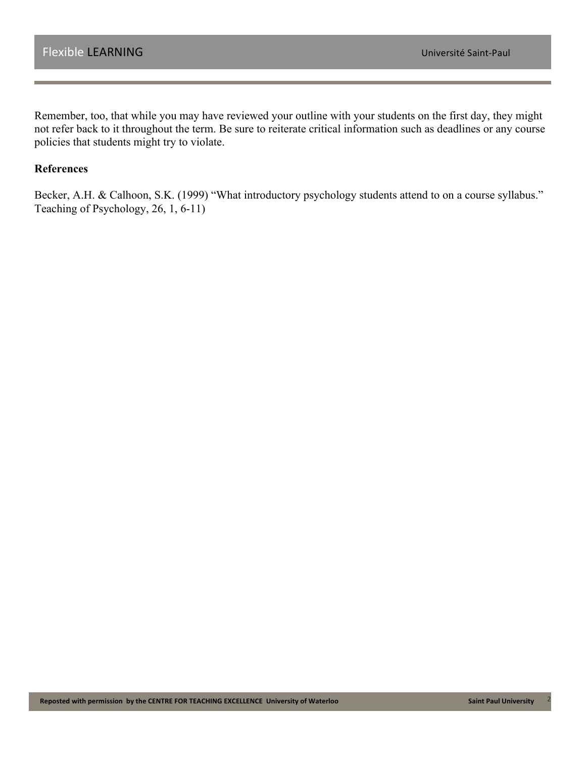Remember, too, that while you may have reviewed your outline with your students on the first day, they might not refer back to it throughout the term. Be sure to reiterate critical information such as deadlines or any course policies that students might try to violate.

**References**

Becker, A.H. & Calhoon, S.K. (1999) "What introductory psychology students attend to on a course syllabus." Teaching of Psychology, 26, 1, 6-11)